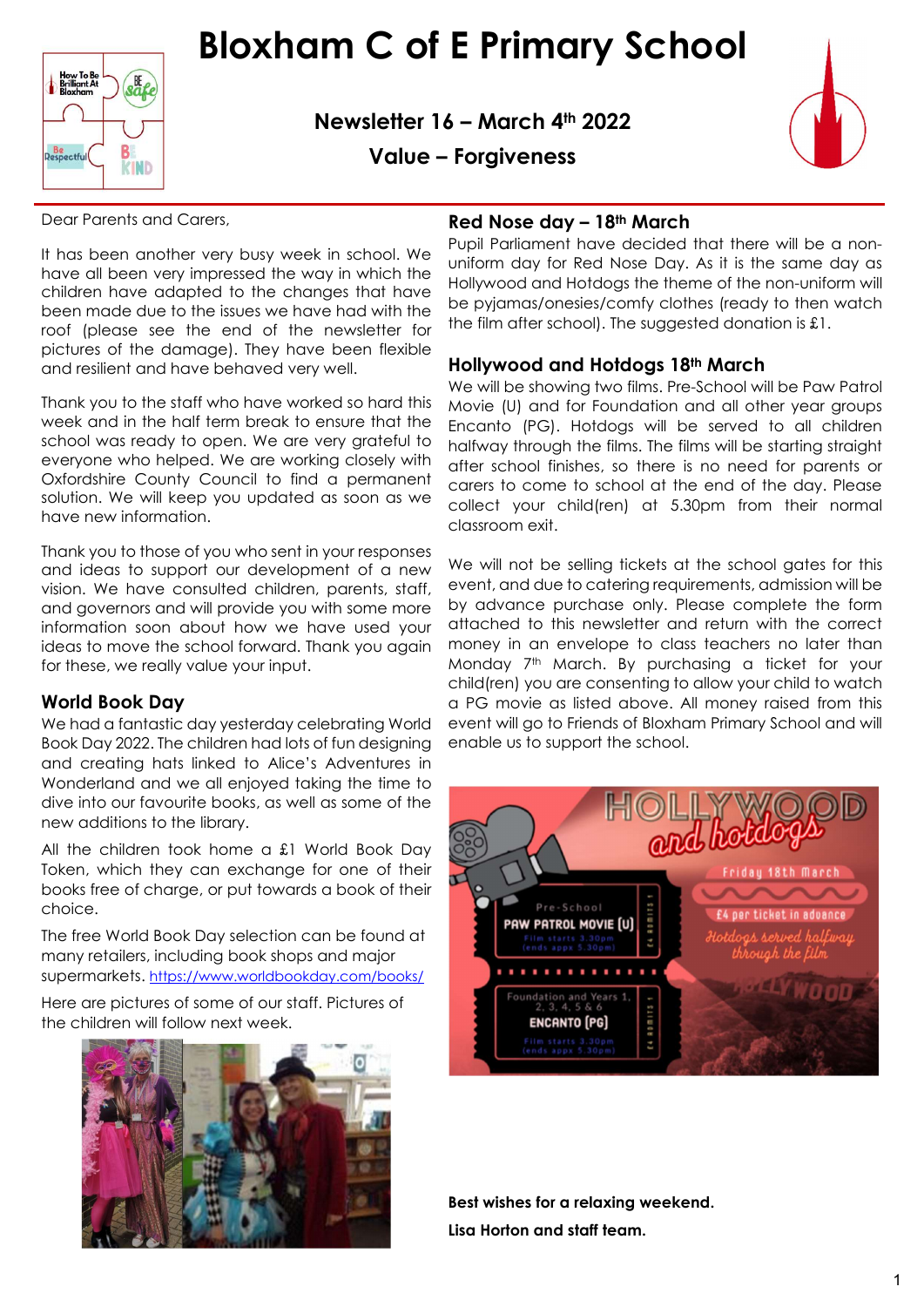# Bloxham C of E Primary School

## Newsletter 16 – March 4th 2022

## Value – Forgiveness

Dear Parents and Carers,

It has been another very busy week in school. We have all been very impressed the way in which the children have adapted to the changes that have been made due to the issues we have had with the roof (please see the end of the newsletter for pictures of the damage). They have been flexible and resilient and have behaved very well.

Thank you to the staff who have worked so hard this week and in the half term break to ensure that the school was ready to open. We are very grateful to everyone who helped. We are working closely with Oxfordshire County Council to find a permanent solution. We will keep you updated as soon as we have new information.

Thank you to those of you who sent in your responses and ideas to support our development of a new vision. We have consulted children, parents, staff, and governors and will provide you with some more information soon about how we have used your ideas to move the school forward. Thank you again for these, we really value your input.

### World Book Day

We had a fantastic day yesterday celebrating World Book Day 2022. The children had lots of fun designing and creating hats linked to Alice's Adventures in Wonderland and we all enjoyed taking the time to dive into our favourite books, as well as some of the new additions to the library.

All the children took home a £1 World Book Day Token, which they can exchange for one of their books free of charge, or put towards a book of their choice.

The free World Book Day selection can be found at many retailers, including book shops and major supermarkets. https://www.worldbookday.com/books/

Here are pictures of some of our staff. Pictures of the children will follow next week.

### Red Nose day – 18th March

Pupil Parliament have decided that there will be a non-uniform day for Red Nose Day. As it is the same day as Hollywood and Hotdogs the theme of the non-uniform will be pyjamas/onesies/comfy clothes (ready to then watch the film after school). The suggested donation is £1.

### Hollywood and Hotdogs 18th March

We will be showing two films. Pre-School will be Paw Patrol Movie (U) and for Foundation and all other year groups Encanto (PG). Hotdogs will be served to all children halfway through the films. The films will be starting straight after school finishes, so there is no need for parents or carers to come to school at the end of the day. Please collect your child(ren) at 5.30pm from their normal classroom exit.

We will not be selling tickets at the school gates for this event, and due to catering requirements, admission will be by advance purchase only. Please complete the form attached to this newsletter and return with the correct money in an envelope to class teachers no later than Monday 7th March. By purchasing a ticket for your child(ren) you are consenting to allow your child to watch a PG movie as listed above. All money raised from this event will go to Friends of Bloxham Primary School and will enable us to support the school.

**Best wishes for a relaxing weekend.**

**Lisa Horton and staff team.**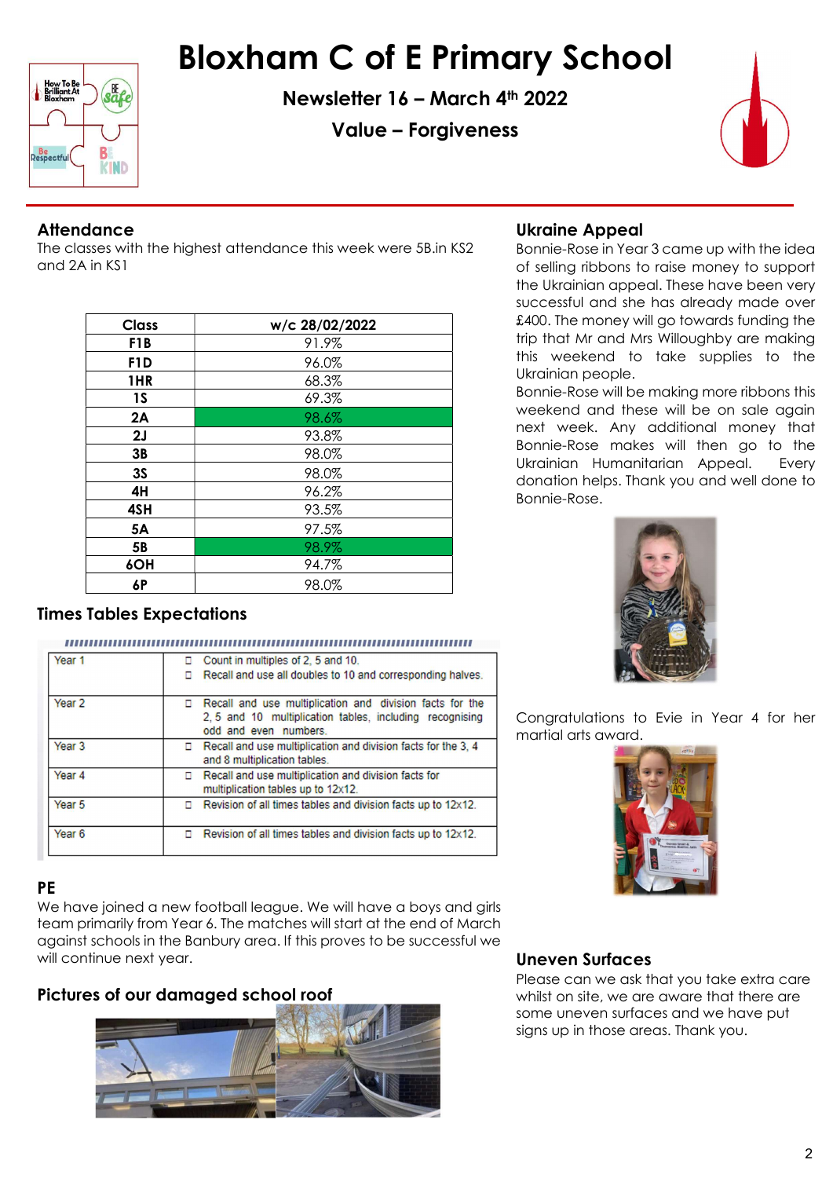# Bloxham C of E Primary School

## Newsletter 16 – March 4th 2022

## Value – Forgiveness

## Attendance

The classes with the highest attendance this week were 5B.in KS2 and 2A in KS1

| Class | w/c 28/02/2022 |
|---|---|
| F1B | 91.9% |
| F1D | 96.0% |
| 1HR | 68.3% |
| 1S | 69.3% |
| 2A | 98.6% |
| 2J | 93.8% |
| 3B | 98.0% |
| 3S | 98.0% |
| 4H | 96.2% |
| 4SH | 93.5% |
| 5A | 97.5% |
| 5B | 98.9% |
| 6OH | 94.7% |
| 6P | 98.0% |

## Times Tables Expectations

| | |
|---|---|
| Year 1 | □ Count in multiples of 2, 5 and 10.<br>□ Recall and use all doubles to 10 and corresponding halves. |
| Year 2 | □ Recall and use multiplication and division facts for the 2, 5 and 10 multiplication tables, including recognising odd and even numbers. |
| Year 3 | □ Recall and use multiplication and division facts for the 3, 4 and 8 multiplication tables. |
| Year 4 | □ Recall and use multiplication and division facts for multiplication tables up to 12x12. |
| Year 5 | □ Revision of all times tables and division facts up to 12x12. |
| Year 6 | □ Revision of all times tables and division facts up to 12x12. |

## PE

We have joined a new football league. We will have a boys and girls team primarily from Year 6. The matches will start at the end of March against schools in the Banbury area. If this proves to be successful we will continue next year.

## Pictures of our damaged school roof

## Ukraine Appeal

Bonnie-Rose in Year 3 came up with the idea of selling ribbons to raise money to support the Ukrainian appeal. These have been very successful and she has already made over £400. The money will go towards funding the trip that Mr and Mrs Willoughby are making this weekend to take supplies to the Ukrainian people.

Bonnie-Rose will be making more ribbons this weekend and these will be on sale again next week. Any additional money that Bonnie-Rose makes will then go to the Ukrainian Humanitarian Appeal. Every donation helps. Thank you and well done to Bonnie-Rose.

Congratulations to Evie in Year 4 for her martial arts award.

## Uneven Surfaces

Please can we ask that you take extra care whilst on site, we are aware that there are some uneven surfaces and we have put signs up in those areas. Thank you.